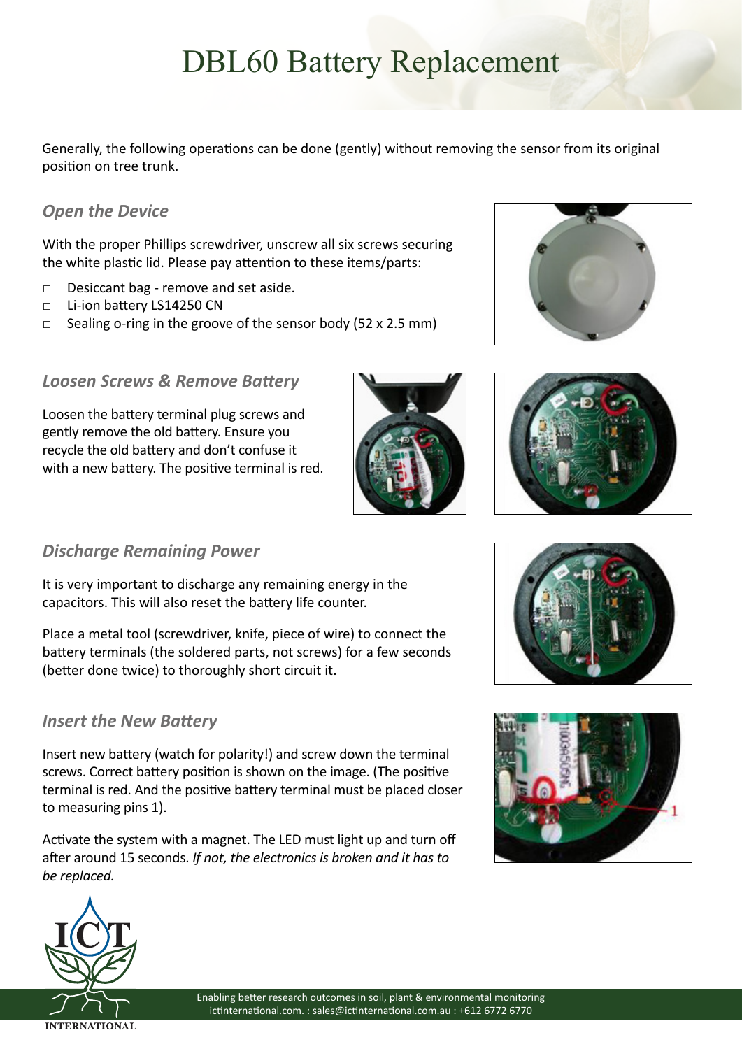# DBL60 Battery Replacement

Generally, the following operations can be done (gently) without removing the sensor from its original position on tree trunk.

### *Open the Device*

With the proper Phillips screwdriver, unscrew all six screws securing the white plastic lid. Please pay attention to these items/parts:

- Desiccant bag - remove and set aside.
- Li-ion battery LS14250 CN
- Sealing o-ring in the groove of the sensor body (52 x 2.5 mm)

### *Loosen Screws & Remove Battery*

Loosen the battery terminal plug screws and gently remove the old battery. Ensure you recycle the old battery and don't confuse it with a new battery. The positive terminal is red.

### *Discharge Remaining Power*

It is very important to discharge any remaining energy in the capacitors. This will also reset the battery life counter.

Place a metal tool (screwdriver, knife, piece of wire) to connect the battery terminals (the soldered parts, not screws) for a few seconds (better done twice) to thoroughly short circuit it.

### *Insert the New Battery*

Insert new battery (watch for polarity!) and screw down the terminal screws. Correct battery position is shown on the image. (The positive terminal is red. And the positive battery terminal must be placed closer to measuring pins 1).

Activate the system with a magnet. The LED must light up and turn off after around 15 seconds. *If not, the electronics is broken and it has to be replaced.*

Enabling better research outcomes in soil, plant & environmental monitoring
ictinternational.com. : sales@ictinternational.com.au : +612 6772 6770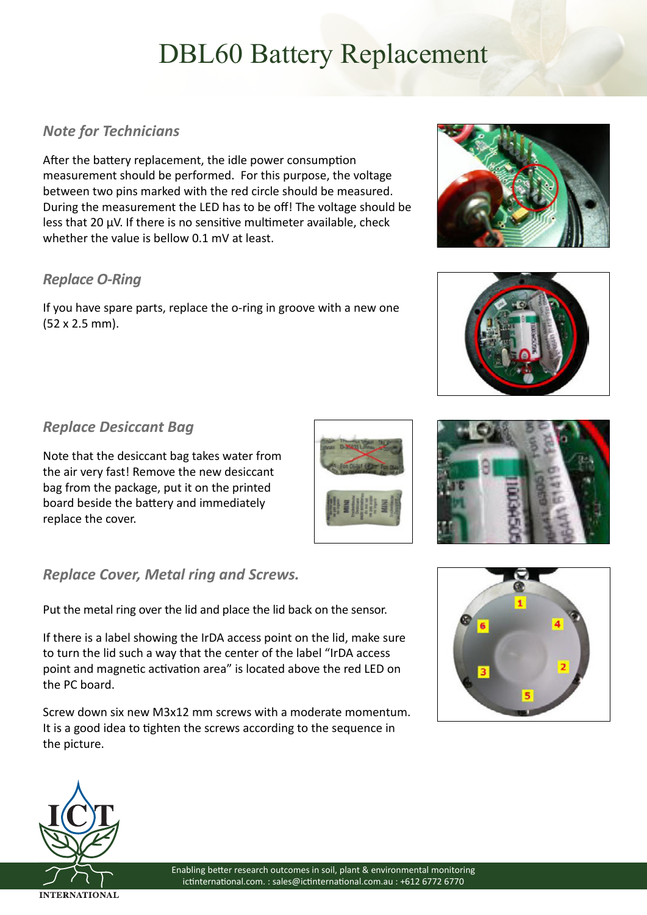# DBL60 Battery Replacement

## *Note for Technicians*

After the battery replacement, the idle power consumption measurement should be performed. For this purpose, the voltage between two pins marked with the red circle should be measured. During the measurement the LED has to be off! The voltage should be less that 20 µV. If there is no sensitive multimeter available, check whether the value is bellow 0.1 mV at least.

## *Replace O-Ring*

If you have spare parts, replace the o-ring in groove with a new one (52 x 2.5 mm).

## *Replace Desiccant Bag*

Note that the desiccant bag takes water from the air very fast! Remove the new desiccant bag from the package, put it on the printed board beside the battery and immediately replace the cover.

## *Replace Cover, Metal ring and Screws.*

Put the metal ring over the lid and place the lid back on the sensor.

If there is a label showing the IrDA access point on the lid, make sure to turn the lid such a way that the center of the label "IrDA access point and magnetic activation area" is located above the red LED on the PC board.

Screw down six new M3x12 mm screws with a moderate momentum. It is a good idea to tighten the screws according to the sequence in the picture.

Enabling better research outcomes in soil, plant & environmental monitoring
ictinternational.com. : sales@ictinternational.com.au : +612 6772 6770